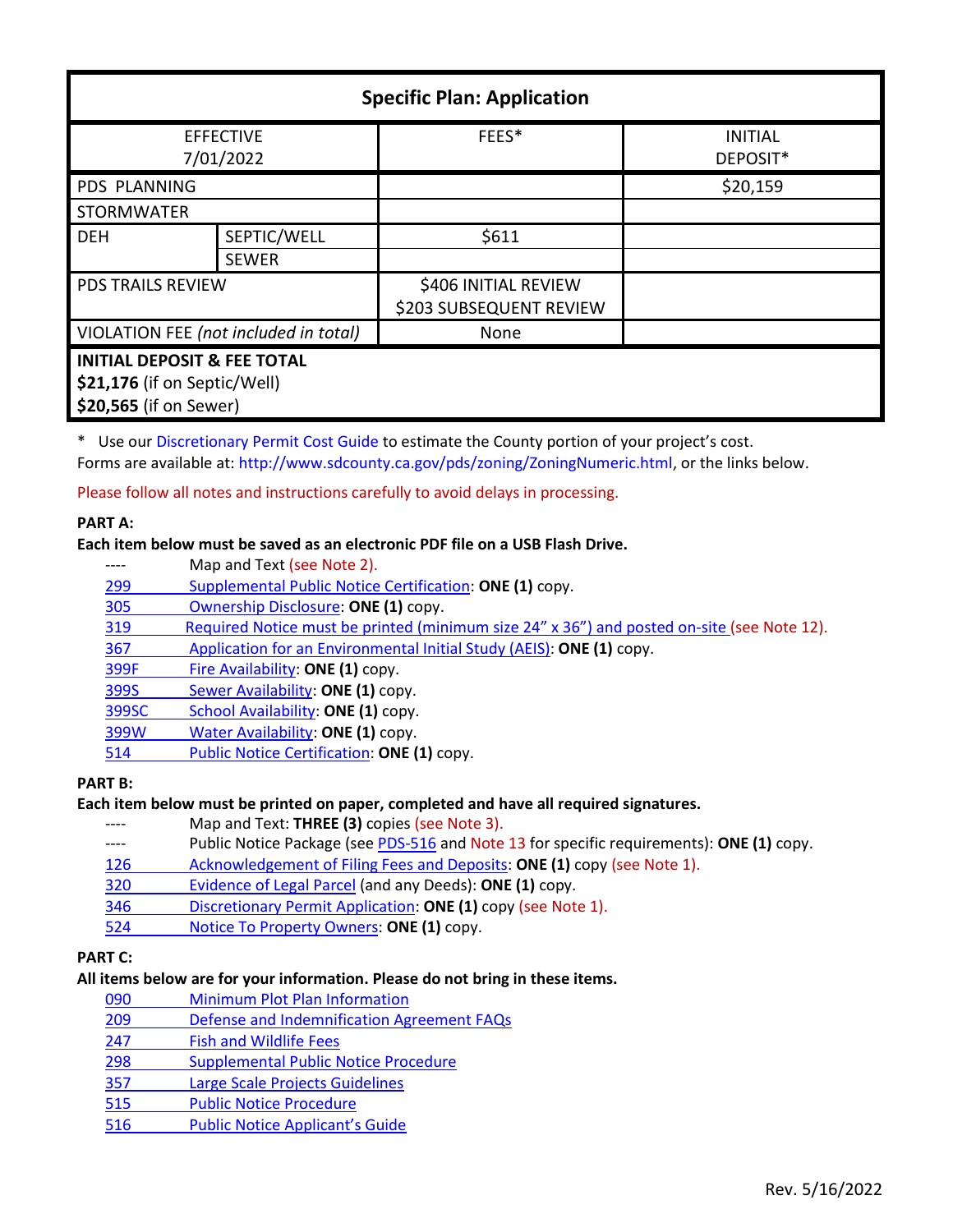| Specific Plan: Application | | | |
|---|---|---|---|
| EFFECTIVE 7/01/2022 | | FEES* | INITIAL DEPOSIT* |
| PDS PLANNING | | | $20,159 |
| STORMWATER | | | |
| DEH | SEPTIC/WELL | $611 | |
| | SEWER | | |
| PDS TRAILS REVIEW | | $406 INITIAL REVIEW<br>$203 SUBSEQUENT REVIEW | |
| VIOLATION FEE *(not included in total)* | | None | |
| **INITIAL DEPOSIT & FEE TOTAL**<br>**$21,176** (if on Septic/Well)<br>**$20,565** (if on Sewer) | | | |

\* Use our Discretionary Permit Cost Guide to estimate the County portion of your project's cost.
Forms are available at: http://www.sdcounty.ca.gov/pds/zoning/ZoningNumeric.html, or the links below.

Please follow all notes and instructions carefully to avoid delays in processing.

**PART A:**

**Each item below must be saved as an electronic PDF file on a USB Flash Drive.**

- ---- Map and Text (see Note 2).
- 299 Supplemental Public Notice Certification: **ONE (1)** copy.
- 305 Ownership Disclosure: **ONE (1)** copy.
- 319 Required Notice must be printed (minimum size 24" x 36") and posted on-site (see Note 12).
- 367 Application for an Environmental Initial Study (AEIS): **ONE (1)** copy.
- 399F Fire Availability: **ONE (1)** copy.
- 399S Sewer Availability: **ONE (1)** copy.
- 399SC School Availability: **ONE (1)** copy.
- 399W Water Availability: **ONE (1)** copy.
- 514 Public Notice Certification: **ONE (1)** copy.

**PART B:**

**Each item below must be printed on paper, completed and have all required signatures.**

- ---- Map and Text: **THREE (3)** copies (see Note 3).
- ---- Public Notice Package (see PDS-516 and Note 13 for specific requirements): **ONE (1)** copy.
- 126 Acknowledgement of Filing Fees and Deposits: **ONE (1)** copy (see Note 1).
- 320 Evidence of Legal Parcel (and any Deeds): **ONE (1)** copy.
- 346 Discretionary Permit Application: **ONE (1)** copy (see Note 1).
- 524 Notice To Property Owners: **ONE (1)** copy.

**PART C:**

**All items below are for your information. Please do not bring in these items.**

- 090 Minimum Plot Plan Information
- 209 Defense and Indemnification Agreement FAQs
- 247 Fish and Wildlife Fees
- 298 Supplemental Public Notice Procedure
- 357 Large Scale Projects Guidelines
- 515 Public Notice Procedure
- 516 Public Notice Applicant's Guide

Rev. 5/16/2022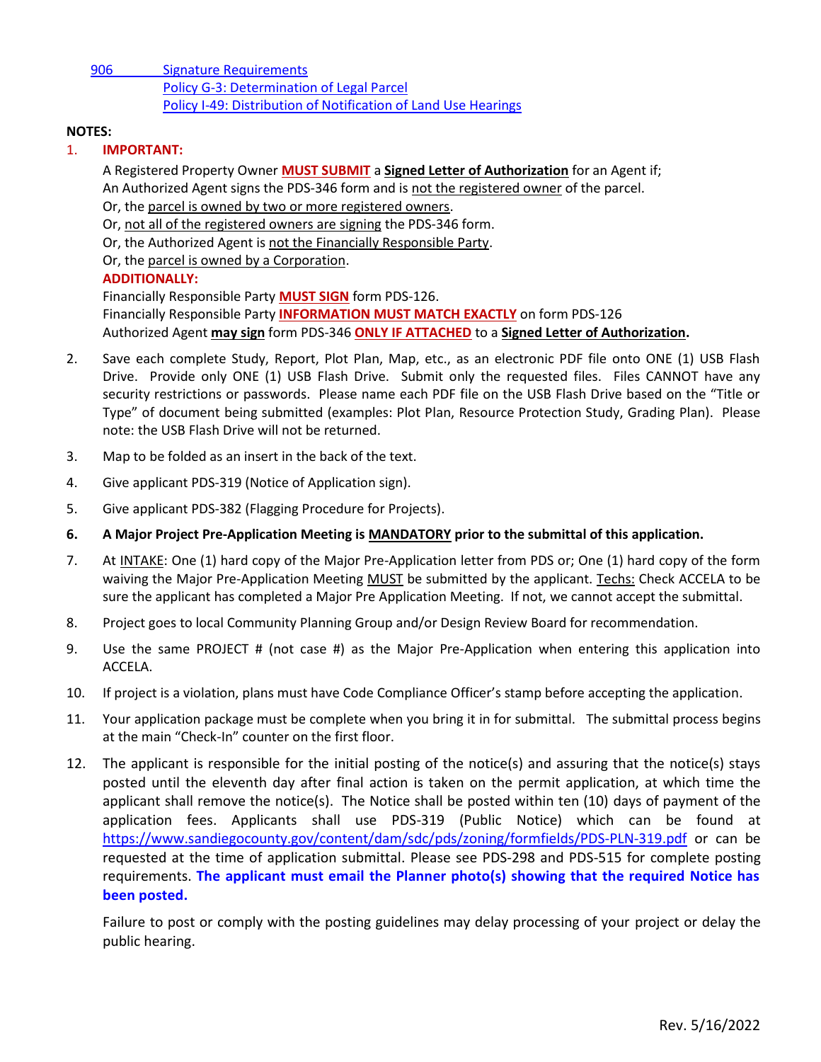906 [Signature Requirements](#)
[Policy G-3: Determination of Legal Parcel](#)
[Policy I-49: Distribution of Notification of Land Use Hearings](#)

**NOTES:**

1. **IMPORTANT:**

   A Registered Property Owner **MUST SUBMIT** a **Signed Letter of Authorization** for an Agent if;
   An Authorized Agent signs the PDS-346 form and is not the registered owner of the parcel.
   Or, the parcel is owned by two or more registered owners.
   Or, not all of the registered owners are signing the PDS-346 form.
   Or, the Authorized Agent is not the Financially Responsible Party.
   Or, the parcel is owned by a Corporation.

   **ADDITIONALLY:**

   Financially Responsible Party **MUST SIGN** form PDS-126.
   Financially Responsible Party **INFORMATION MUST MATCH EXACTLY** on form PDS-126
   Authorized Agent **may sign** form PDS-346 **ONLY IF ATTACHED** to a **Signed Letter of Authorization.**

2. Save each complete Study, Report, Plot Plan, Map, etc., as an electronic PDF file onto ONE (1) USB Flash Drive. Provide only ONE (1) USB Flash Drive. Submit only the requested files. Files CANNOT have any security restrictions or passwords. Please name each PDF file on the USB Flash Drive based on the "Title or Type" of document being submitted (examples: Plot Plan, Resource Protection Study, Grading Plan). Please note: the USB Flash Drive will not be returned.

3. Map to be folded as an insert in the back of the text.

4. Give applicant PDS-319 (Notice of Application sign).

5. Give applicant PDS-382 (Flagging Procedure for Projects).

6. **A Major Project Pre-Application Meeting is MANDATORY prior to the submittal of this application.**

7. At INTAKE: One (1) hard copy of the Major Pre-Application letter from PDS or; One (1) hard copy of the form waiving the Major Pre-Application Meeting MUST be submitted by the applicant. Techs: Check ACCELA to be sure the applicant has completed a Major Pre Application Meeting. If not, we cannot accept the submittal.

8. Project goes to local Community Planning Group and/or Design Review Board for recommendation.

9. Use the same PROJECT # (not case #) as the Major Pre-Application when entering this application into ACCELA.

10. If project is a violation, plans must have Code Compliance Officer's stamp before accepting the application.

11. Your application package must be complete when you bring it in for submittal. The submittal process begins at the main "Check-In" counter on the first floor.

12. The applicant is responsible for the initial posting of the notice(s) and assuring that the notice(s) stays posted until the eleventh day after final action is taken on the permit application, at which time the applicant shall remove the notice(s). The Notice shall be posted within ten (10) days of payment of the application fees. Applicants shall use PDS-319 (Public Notice) which can be found at https://www.sandiegocounty.gov/content/dam/sdc/pds/zoning/formfields/PDS-PLN-319.pdf or can be requested at the time of application submittal. Please see PDS-298 and PDS-515 for complete posting requirements. **The applicant must email the Planner photo(s) showing that the required Notice has been posted.**

    Failure to post or comply with the posting guidelines may delay processing of your project or delay the public hearing.

Rev. 5/16/2022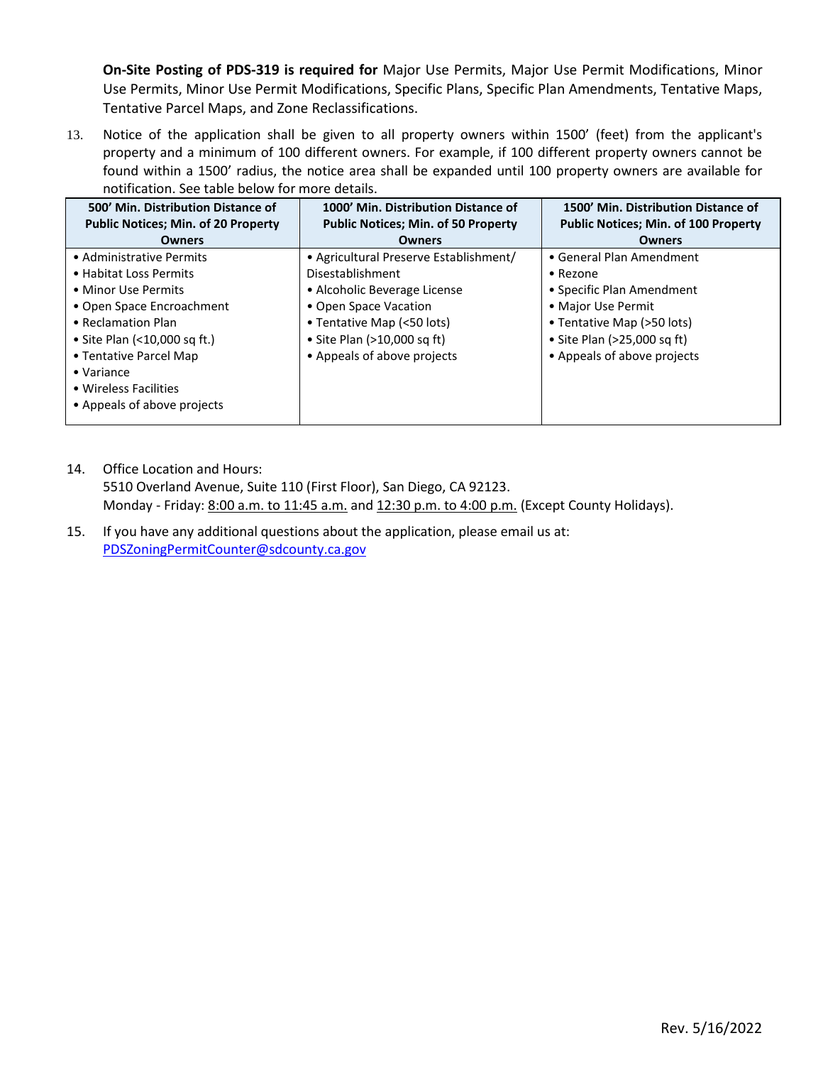**On-Site Posting of PDS-319 is required for** Major Use Permits, Major Use Permit Modifications, Minor Use Permits, Minor Use Permit Modifications, Specific Plans, Specific Plan Amendments, Tentative Maps, Tentative Parcel Maps, and Zone Reclassifications.

13. Notice of the application shall be given to all property owners within 1500' (feet) from the applicant's property and a minimum of 100 different owners. For example, if 100 different property owners cannot be found within a 1500' radius, the notice area shall be expanded until 100 property owners are available for notification. See table below for more details.

| 500' Min. Distribution Distance of Public Notices; Min. of 20 Property Owners | 1000' Min. Distribution Distance of Public Notices; Min. of 50 Property Owners | 1500' Min. Distribution Distance of Public Notices; Min. of 100 Property Owners |
|---|---|---|
| • Administrative Permits<br>• Habitat Loss Permits<br>• Minor Use Permits<br>• Open Space Encroachment<br>• Reclamation Plan<br>• Site Plan (<10,000 sq ft.)<br>• Tentative Parcel Map<br>• Variance<br>• Wireless Facilities<br>• Appeals of above projects | • Agricultural Preserve Establishment/ Disestablishment<br>• Alcoholic Beverage License<br>• Open Space Vacation<br>• Tentative Map (<50 lots)<br>• Site Plan (>10,000 sq ft)<br>• Appeals of above projects | • General Plan Amendment<br>• Rezone<br>• Specific Plan Amendment<br>• Major Use Permit<br>• Tentative Map (>50 lots)<br>• Site Plan (>25,000 sq ft)<br>• Appeals of above projects |

14. Office Location and Hours:
    5510 Overland Avenue, Suite 110 (First Floor), San Diego, CA 92123.
    Monday - Friday: 8:00 a.m. to 11:45 a.m. and 12:30 p.m. to 4:00 p.m. (Except County Holidays).

15. If you have any additional questions about the application, please email us at:
    PDSZoningPermitCounter@sdcounty.ca.gov

Rev. 5/16/2022